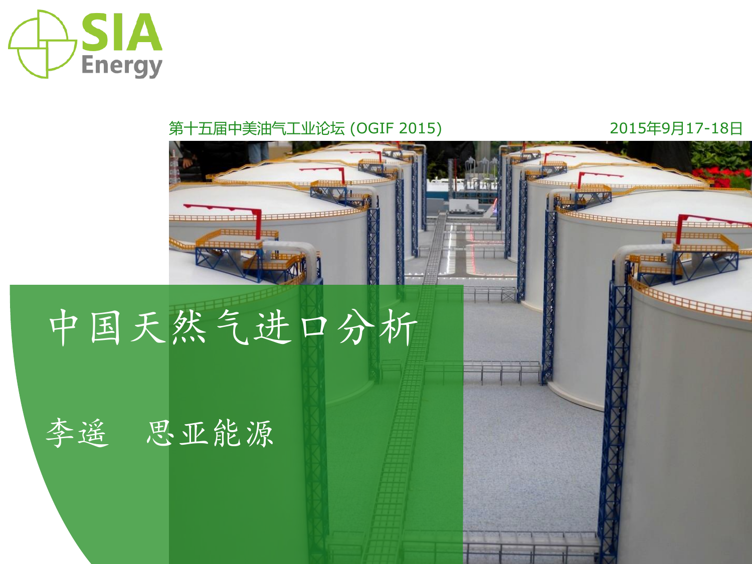SIA Energy

第十五届中美油气工业论坛 (OGIF 2015)

2015年9月17-18日

# 中国天然气进口分析

李遥　思亚能源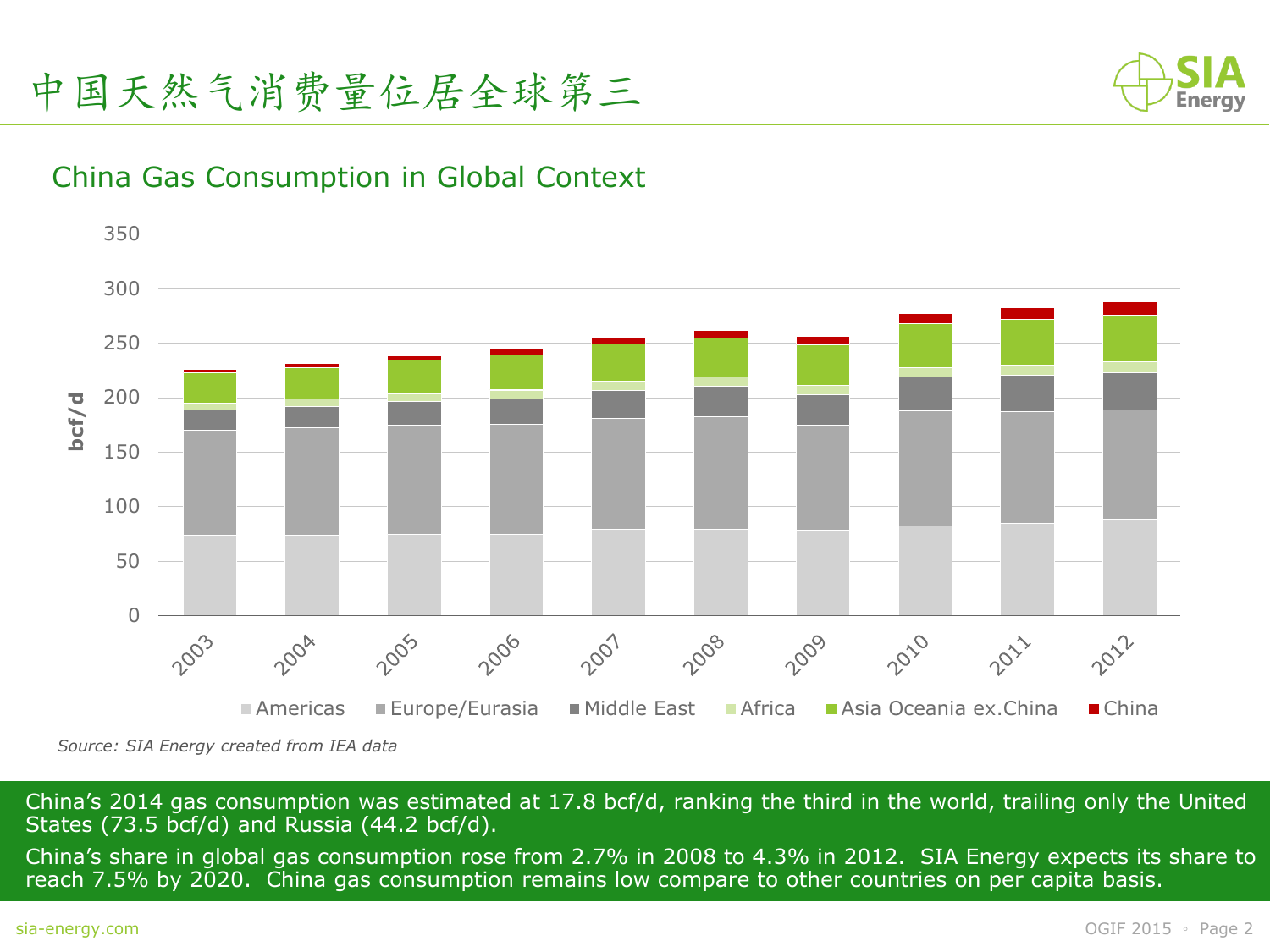# 中国天然气消费量位居全球第三

## China Gas Consumption in Global Context

*Source: SIA Energy created from IEA data*

China's 2014 gas consumption was estimated at 17.8 bcf/d, ranking the third in the world, trailing only the United States (73.5 bcf/d) and Russia (44.2 bcf/d).

China's share in global gas consumption rose from 2.7% in 2008 to 4.3% in 2012. SIA Energy expects its share to reach 7.5% by 2020. China gas consumption remains low compare to other countries on per capita basis.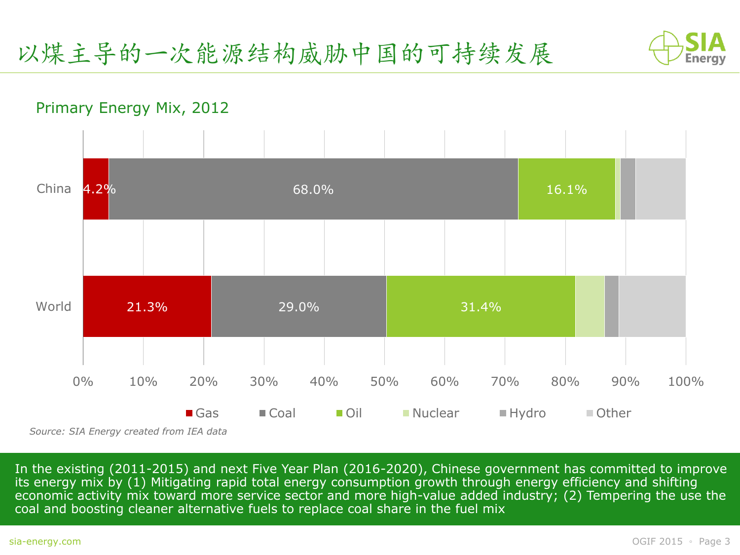# 以煤主导的一次能源结构威胁中国的可持续发展

## Primary Energy Mix, 2012

| | Gas | Coal | Oil | Nuclear | Hydro | Other |
|---|---|---|---|---|---|---|
| China | 4.2% | 68.0% | 16.1% | | | |
| World | 21.3% | 29.0% | 31.4% | | | |

*Source: SIA Energy created from IEA data*

In the existing (2011-2015) and next Five Year Plan (2016-2020), Chinese government has committed to improve its energy mix by (1) Mitigating rapid total energy consumption growth through energy efficiency and shifting economic activity mix toward more service sector and more high-value added industry; (2) Tempering the use the coal and boosting cleaner alternative fuels to replace coal share in the fuel mix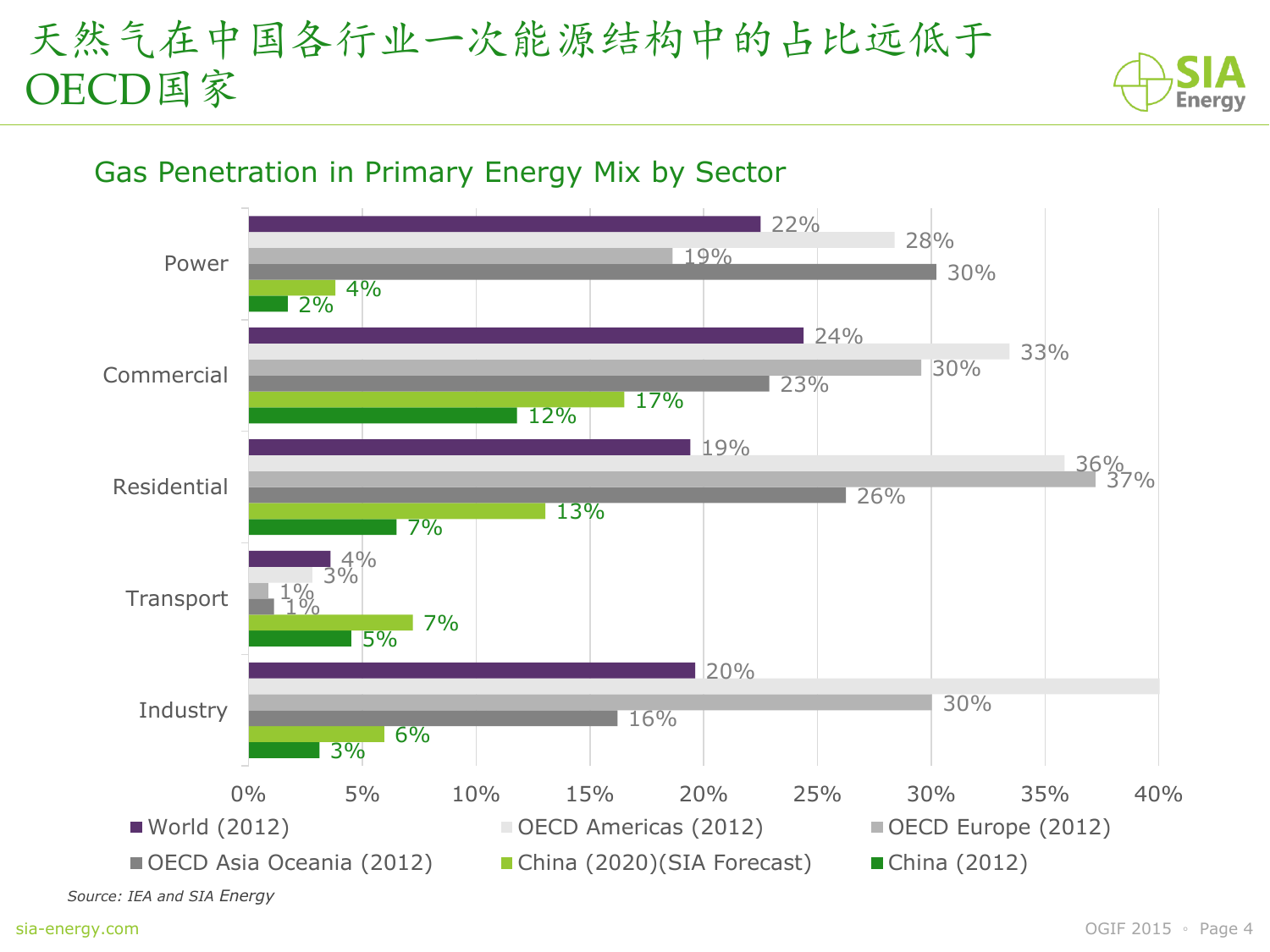# 天然气在中国各行业一次能源结构中的占比远低于OECD国家

## Gas Penetration in Primary Energy Mix by Sector

| Sector | World (2012) | OECD Americas (2012) | OECD Europe (2012) | OECD Asia Oceania (2012) | China (2020)(SIA Forecast) | China (2012) |
|---|---|---|---|---|---|---|
| Power | 22% | 28% | 19% | 30% | 4% | 2% |
| Commercial | 24% | 33% | 30% | 23% | 17% | 12% |
| Residential | 19% | 36% | 37% | 26% | 13% | 7% |
| Transport | 4% | 3% | 1% | 1% | 7% | 5% |
| Industry | 20% | | 30% | 16% | 6% | 3% |

*Source: IEA and SIA Energy*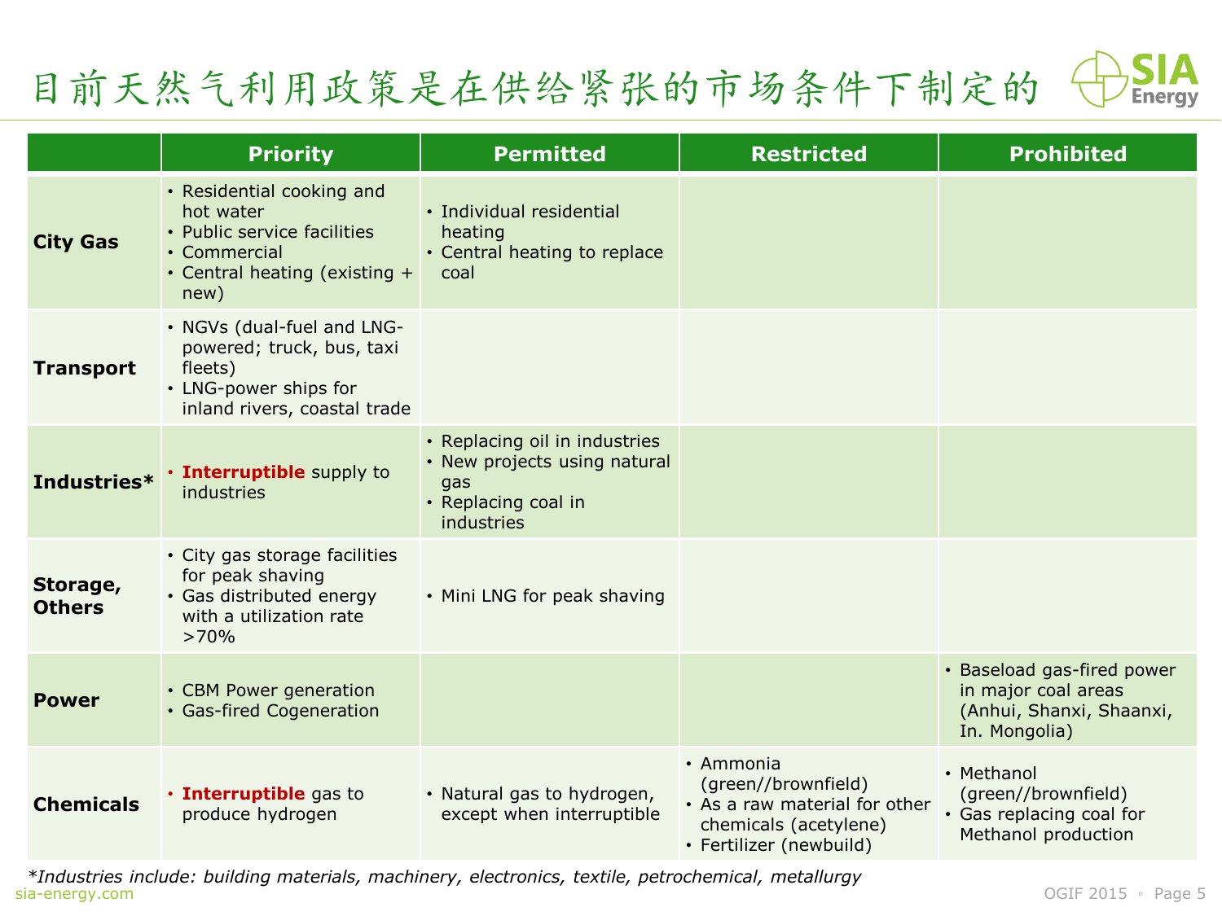# 目前天然气利用政策是在供给紧张的市场条件下制定的

| | Priority | Permitted | Restricted | Prohibited |
|---|---|---|---|---|
| **City Gas** | • Residential cooking and hot water<br>• Public service facilities<br>• Commercial<br>• Central heating (existing + new) | • Individual residential heating<br>• Central heating to replace coal | | |
| **Transport** | • NGVs (dual-fuel and LNG-powered; truck, bus, taxi fleets)<br>• LNG-power ships for inland rivers, coastal trade | | | |
| **Industries*** | • **Interruptible** supply to industries | • Replacing oil in industries<br>• New projects using natural gas<br>• Replacing coal in industries | | |
| **Storage, Others** | • City gas storage facilities for peak shaving<br>• Gas distributed energy with a utilization rate >70% | • Mini LNG for peak shaving | | |
| **Power** | • CBM Power generation<br>• Gas-fired Cogeneration | | | • Baseload gas-fired power in major coal areas (Anhui, Shanxi, Shaanxi, In. Mongolia) |
| **Chemicals** | • **Interruptible** gas to produce hydrogen | • Natural gas to hydrogen, except when interruptible | • Ammonia (green//brownfield)<br>• As a raw material for other chemicals (acetylene)<br>• Fertilizer (newbuild) | • Methanol (green//brownfield)<br>• Gas replacing coal for Methanol production |

*Industries include: building materials, machinery, electronics, textile, petrochemical, metallurgy*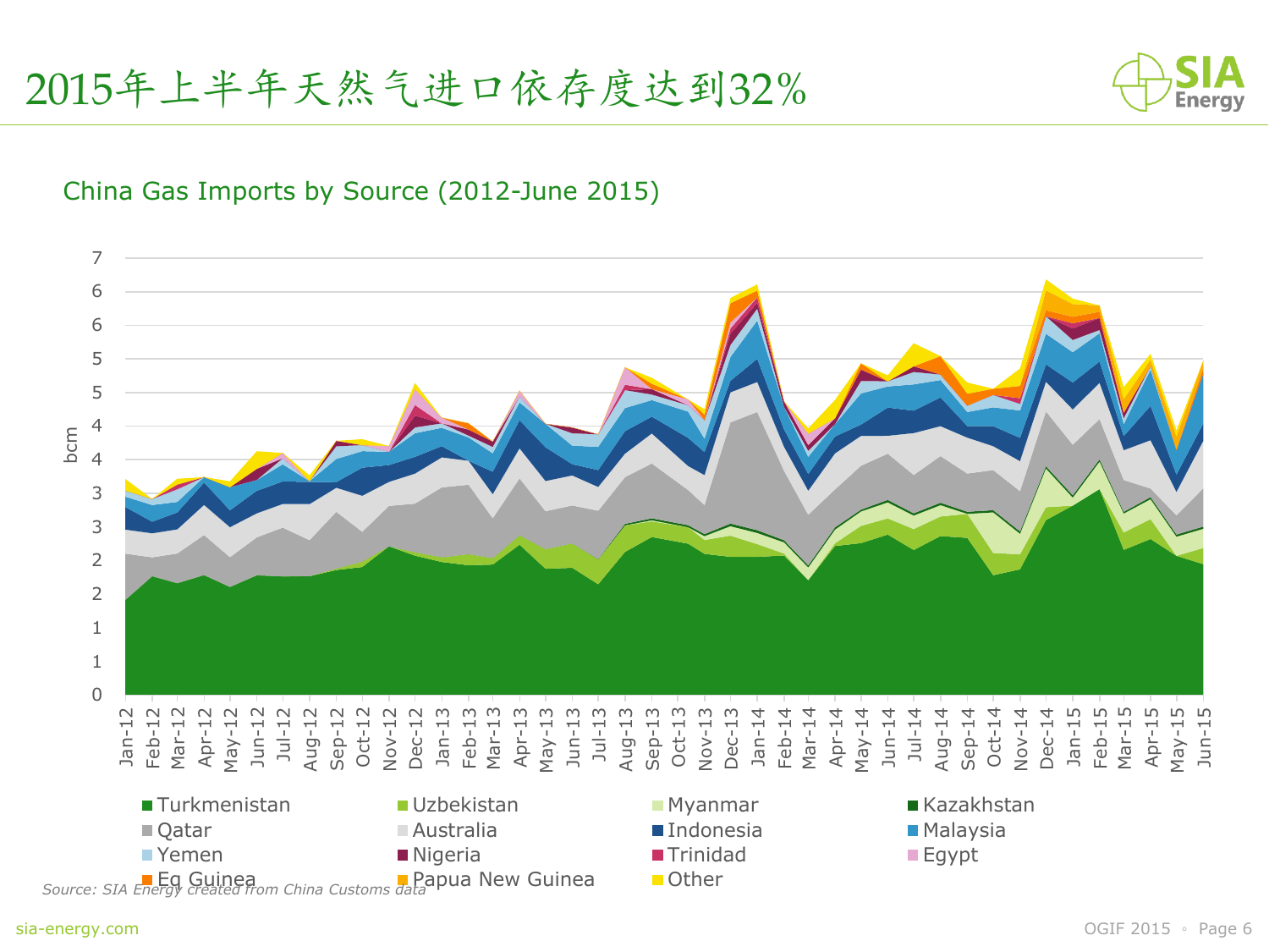# 2015年上半年天然气进口依存度达到32%

## China Gas Imports by Source (2012-June 2015)

bcm

Turkmenistan, Uzbekistan, Myanmar, Kazakhstan, Qatar, Australia, Indonesia, Malaysia, Yemen, Nigeria, Trinidad, Egypt, Eq Guinea, Papua New Guinea, Other

*Source: SIA Energy created from China Customs data*

sia-energy.com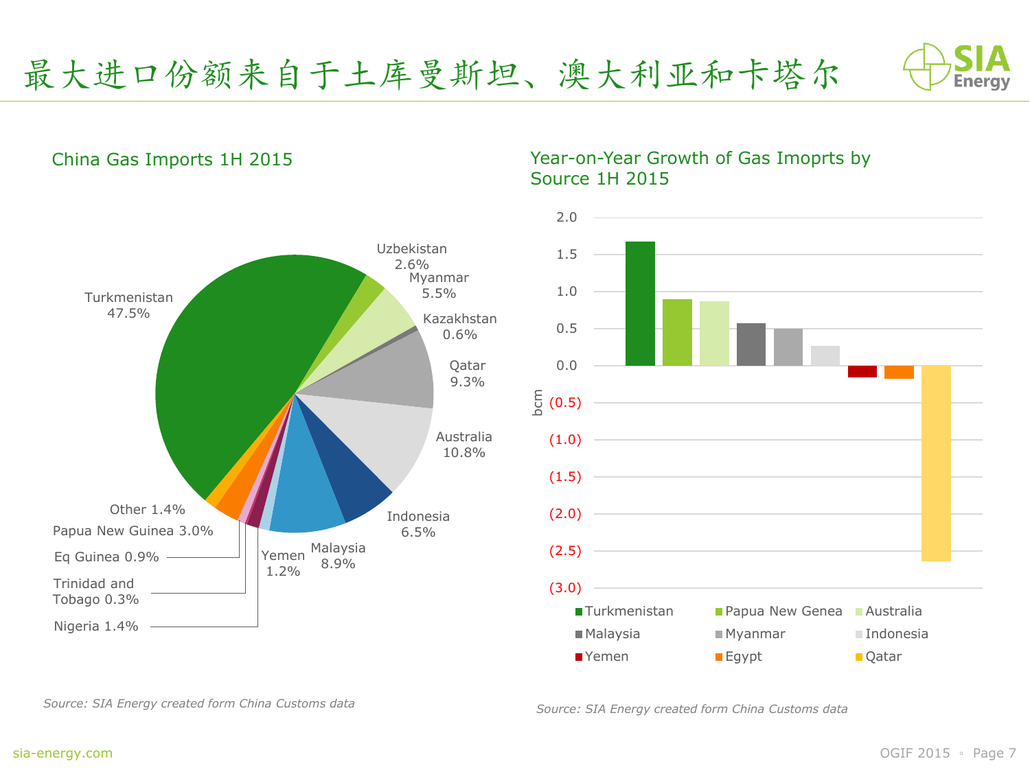# 最大进口份额来自于土库曼斯坦、澳大利亚和卡塔尔

## China Gas Imports 1H 2015

| Source | Share |
| --- | --- |
| Turkmenistan | 47.5% |
| Uzbekistan | 2.6% |
| Myanmar | 5.5% |
| Kazakhstan | 0.6% |
| Qatar | 9.3% |
| Australia | 10.8% |
| Indonesia | 6.5% |
| Malaysia | 8.9% |
| Yemen | 1.2% |
| Nigeria | 1.4% |
| Trinidad and Tobago | 0.3% |
| Eq Guinea | 0.9% |
| Papua New Guinea | 3.0% |
| Other | 1.4% |

*Source: SIA Energy created form China Customs data*

## Year-on-Year Growth of Gas Imoprts by Source 1H 2015

bcm

| Source | YoY growth (bcm, approx.) |
| --- | --- |
| Turkmenistan | 1.7 |
| Papua New Genea | 0.9 |
| Australia | 0.9 |
| Malaysia | 0.6 |
| Myanmar | 0.5 |
| Indonesia | 0.3 |
| Yemen | (0.2) |
| Egypt | (0.2) |
| Qatar | (2.6) |

*Source: SIA Energy created form China Customs data*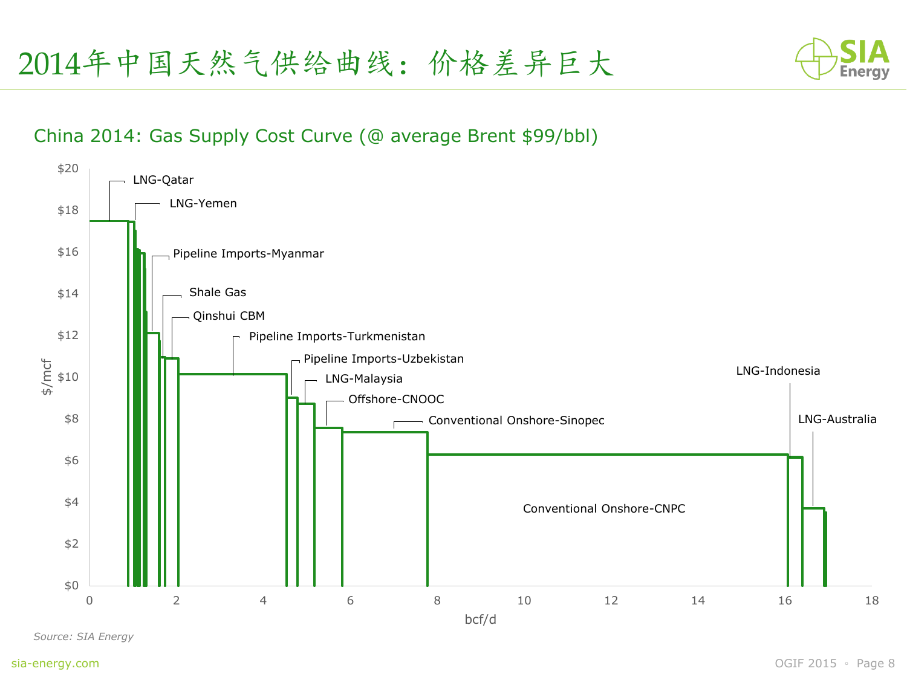# 2014年中国天然气供给曲线：价格差异巨大

China 2014: Gas Supply Cost Curve (@ average Brent $99/bbl)

$20
$18
$16
$14
$12
$10
$8
$6
$4
$2
$0

$/mcf

0 2 4 6 8 10 12 14 16 18

bcf/d

LNG-Qatar
LNG-Yemen
Pipeline Imports-Myanmar
Shale Gas
Qinshui CBM
Pipeline Imports-Turkmenistan
Pipeline Imports-Uzbekistan
LNG-Malaysia
Offshore-CNOOC
Conventional Onshore-Sinopec
LNG-Indonesia
LNG-Australia
Conventional Onshore-CNPC

*Source: SIA Energy*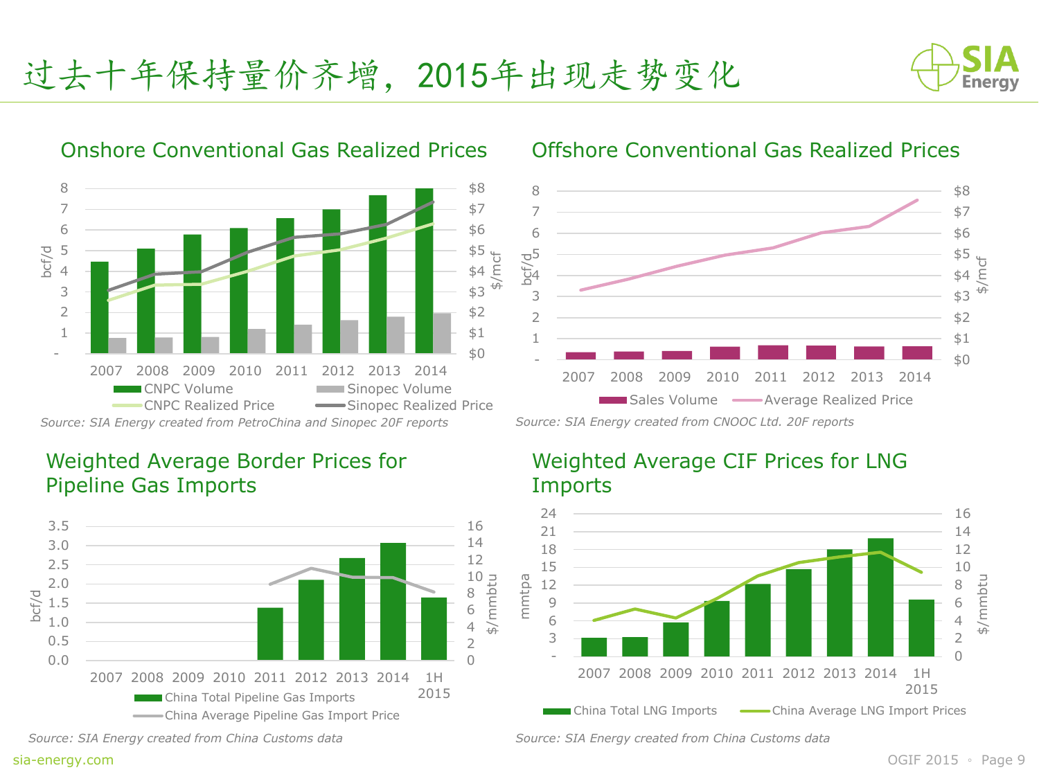# 过去十年保持量价齐增，2015年出现走势变化

## Onshore Conventional Gas Realized Prices

Legend: CNPC Volume, Sinopec Volume, CNPC Realized Price, Sinopec Realized Price

Axes: bcf/d (left, - to 8); $/mcf (right, $0 to $8); years 2007–2014

*Source: SIA Energy created from PetroChina and Sinopec 20F reports*

## Offshore Conventional Gas Realized Prices

Legend: Sales Volume, Average Realized Price

Axes: bcf/d (left, - to 8); $/mcf (right, $0 to $8); years 2007–2014

*Source: SIA Energy created from CNOOC Ltd. 20F reports*

## Weighted Average Border Prices for Pipeline Gas Imports

Legend: China Total Pipeline Gas Imports, China Average Pipeline Gas Import Price

Axes: bcf/d (left, 0.0 to 3.5); $/mmbtu (right, 0 to 16); years 2007–2014, 1H 2015

*Source: SIA Energy created from China Customs data*

## Weighted Average CIF Prices for LNG Imports

Legend: China Total LNG Imports, China Average LNG Import Prices

Axes: mmtpa (left, - to 24); $/mmbtu (right, 0 to 16); years 2007–2014, 1H 2015

*Source: SIA Energy created from China Customs data*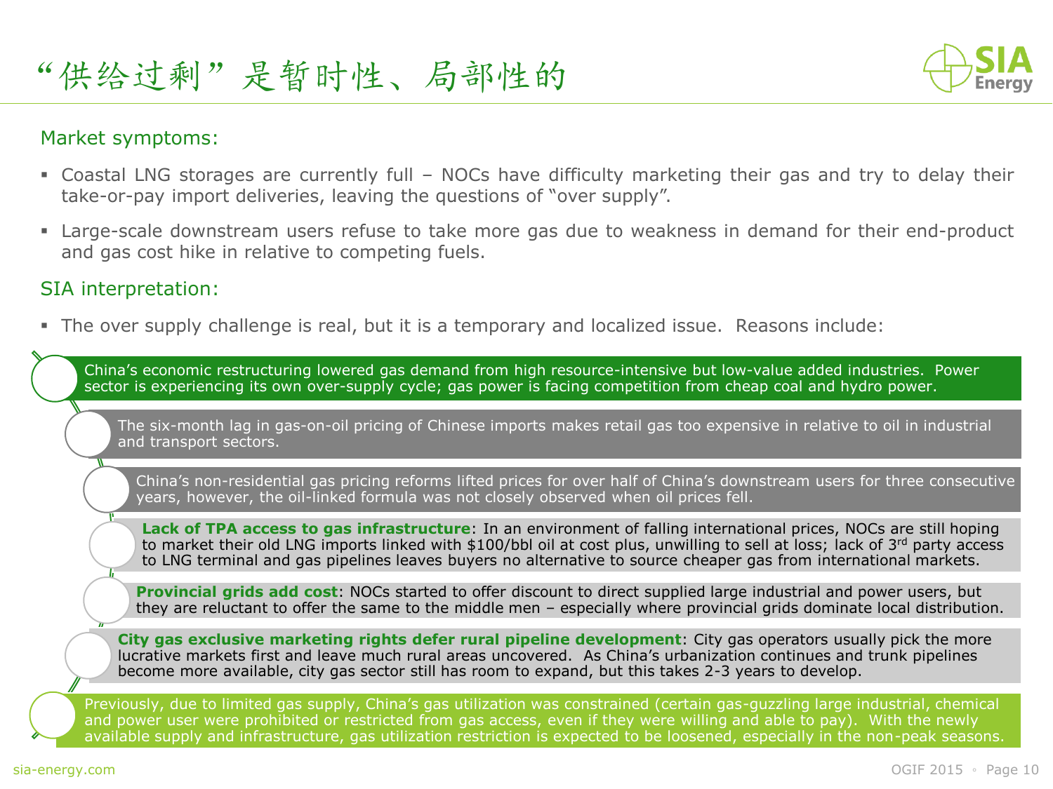# “供给过剩”是暂时性、局部性的

Market symptoms:

- Coastal LNG storages are currently full – NOCs have difficulty marketing their gas and try to delay their take-or-pay import deliveries, leaving the questions of “over supply”.
- Large-scale downstream users refuse to take more gas due to weakness in demand for their end-product and gas cost hike in relative to competing fuels.

SIA interpretation:

- The over supply challenge is real, but it is a temporary and localized issue. Reasons include:

- China’s economic restructuring lowered gas demand from high resource-intensive but low-value added industries. Power sector is experiencing its own over-supply cycle; gas power is facing competition from cheap coal and hydro power.
- The six-month lag in gas-on-oil pricing of Chinese imports makes retail gas too expensive in relative to oil in industrial and transport sectors.
- China’s non-residential gas pricing reforms lifted prices for over half of China’s downstream users for three consecutive years, however, the oil-linked formula was not closely observed when oil prices fell.
- **Lack of TPA access to gas infrastructure**: In an environment of falling international prices, NOCs are still hoping to market their old LNG imports linked with $100/bbl oil at cost plus, unwilling to sell at loss; lack of 3rd party access to LNG terminal and gas pipelines leaves buyers no alternative to source cheaper gas from international markets.
- **Provincial grids add cost**: NOCs started to offer discount to direct supplied large industrial and power users, but they are reluctant to offer the same to the middle men – especially where provincial grids dominate local distribution.
- **City gas exclusive marketing rights defer rural pipeline development**: City gas operators usually pick the more lucrative markets first and leave much rural areas uncovered. As China’s urbanization continues and trunk pipelines become more available, city gas sector still has room to expand, but this takes 2-3 years to develop.
- Previously, due to limited gas supply, China’s gas utilization was constrained (certain gas-guzzling large industrial, chemical and power user were prohibited or restricted from gas access, even if they were willing and able to pay). With the newly available supply and infrastructure, gas utilization restriction is expected to be loosened, especially in the non-peak seasons.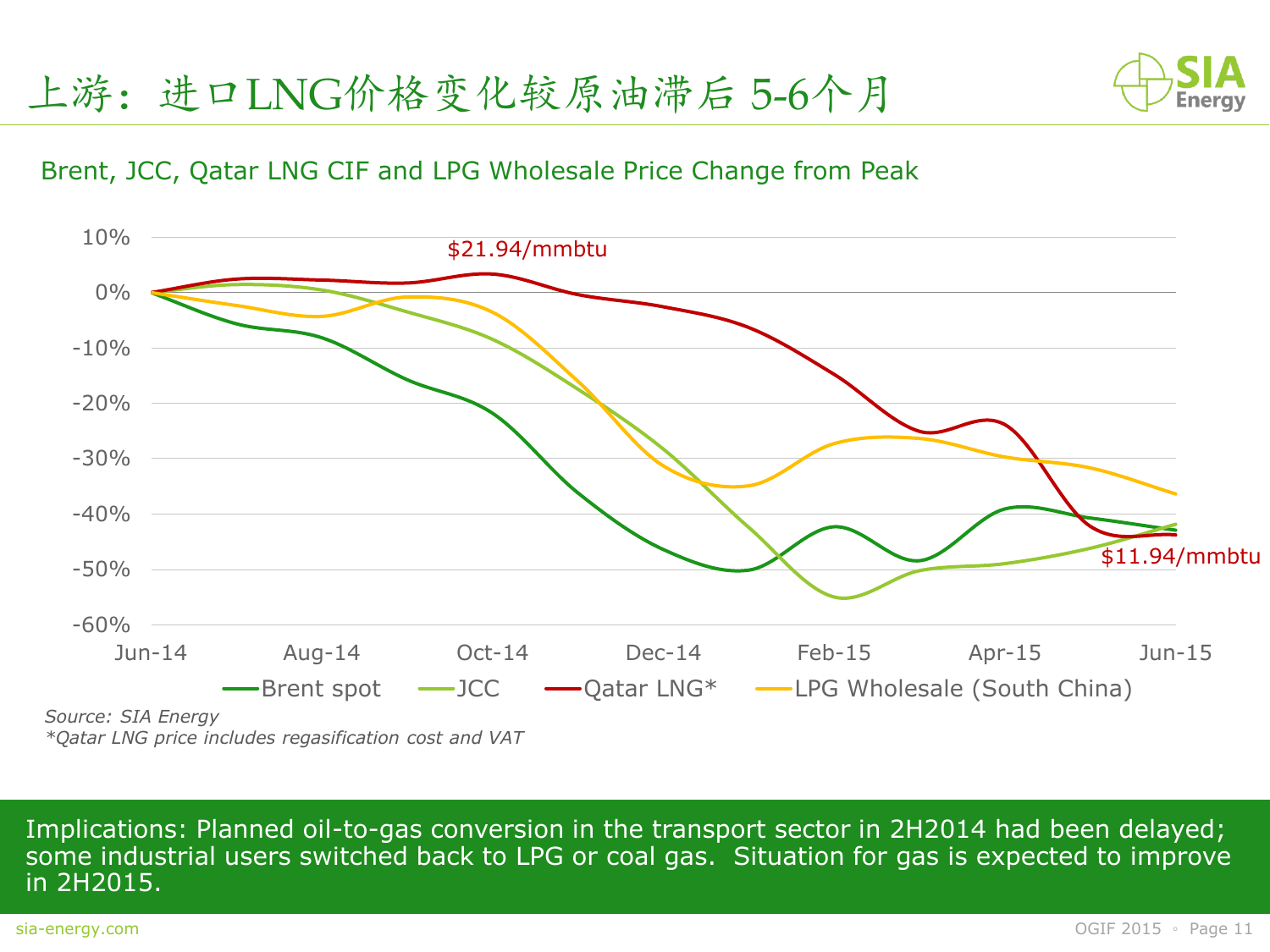# 上游：进口LNG价格变化较原油滞后 5-6个月

Brent, JCC, Qatar LNG CIF and LPG Wholesale Price Change from Peak

$21.94/mmbtu

$11.94/mmbtu

Brent spot — JCC — Qatar LNG* — LPG Wholesale (South China)

*Source: SIA Energy*

**Qatar LNG price includes regasification cost and VAT*

Implications: Planned oil-to-gas conversion in the transport sector in 2H2014 had been delayed; some industrial users switched back to LPG or coal gas. Situation for gas is expected to improve in 2H2015.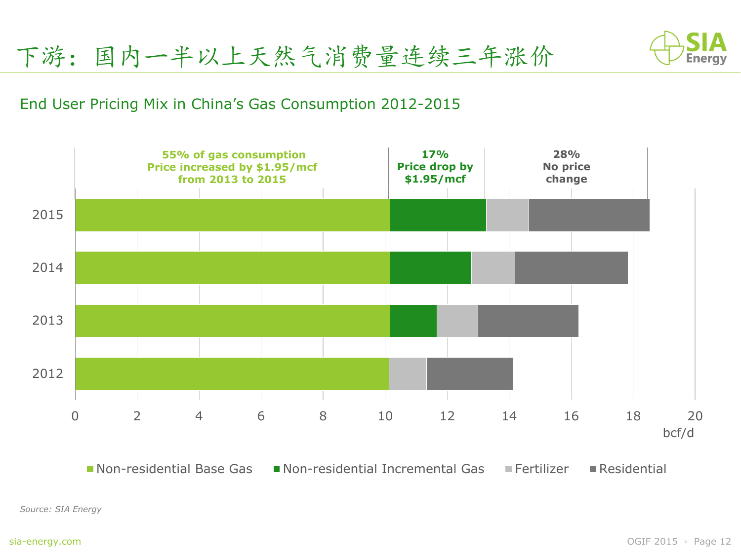# 下游：国内一半以上天然气消费量连续三年涨价

End User Pricing Mix in China's Gas Consumption 2012-2015

**55% of gas consumption**
**Price increased by $1.95/mcf from 2013 to 2015**

**17%**
**Price drop by $1.95/mcf**

**28%**
**No price change**

| Year | Non-residential Base Gas | Non-residential Incremental Gas | Fertilizer | Residential |
|---|---|---|---|---|
| 2015 | | | | |
| 2014 | | | | |
| 2013 | | | | |
| 2012 | | | | |

bcf/d (axis: 0, 2, 4, 6, 8, 10, 12, 14, 16, 18, 20)

*Source: SIA Energy*

sia-energy.com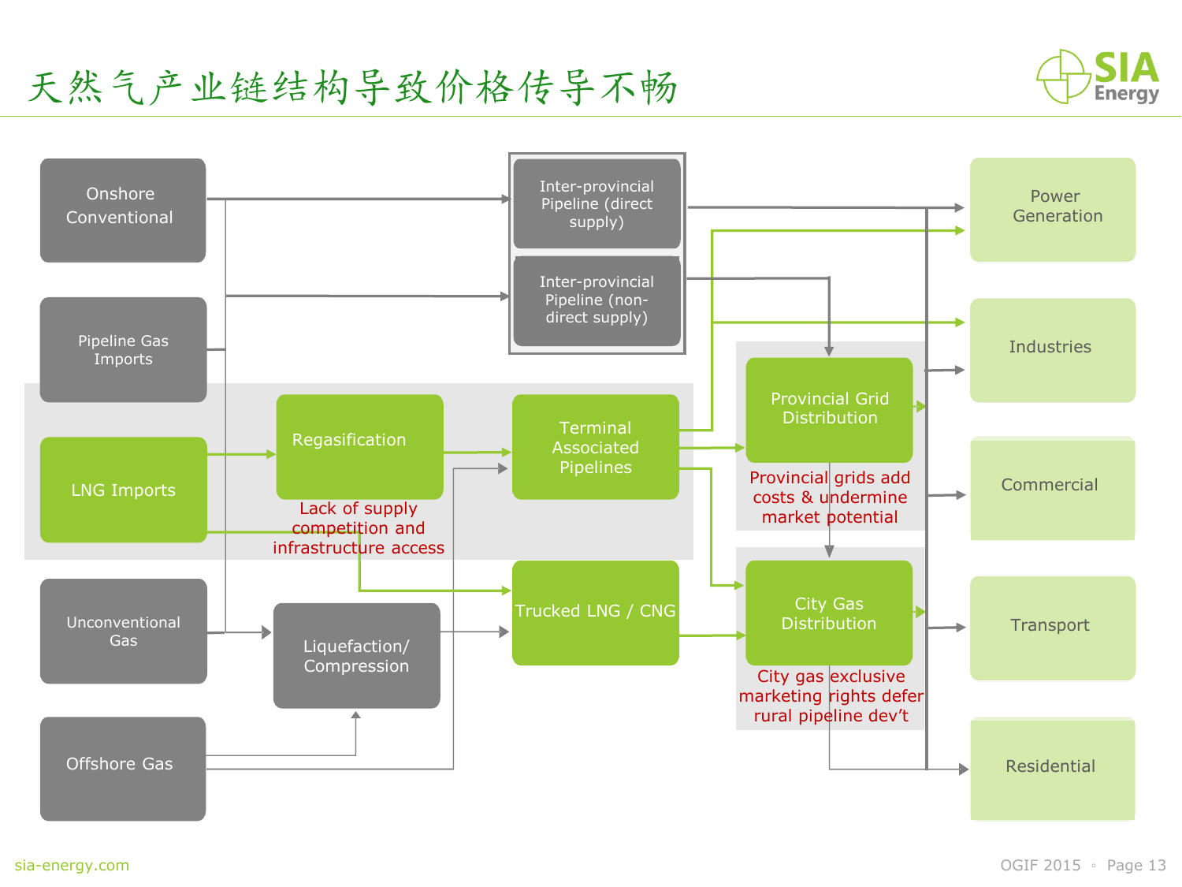# 天然气产业链结构导致价格传导不畅

Onshore Conventional

Pipeline Gas Imports

LNG Imports

Unconventional Gas

Offshore Gas

Regasification

Lack of supply competition and infrastructure access

Liquefaction/ Compression

Inter-provincial Pipeline (direct supply)

Inter-provincial Pipeline (non-direct supply)

Terminal Associated Pipelines

Trucked LNG / CNG

Provincial Grid Distribution

Provincial grids add costs & undermine market potential

City Gas Distribution

City gas exclusive marketing rights defer rural pipeline dev't

Power Generation

Industries

Commercial

Transport

Residential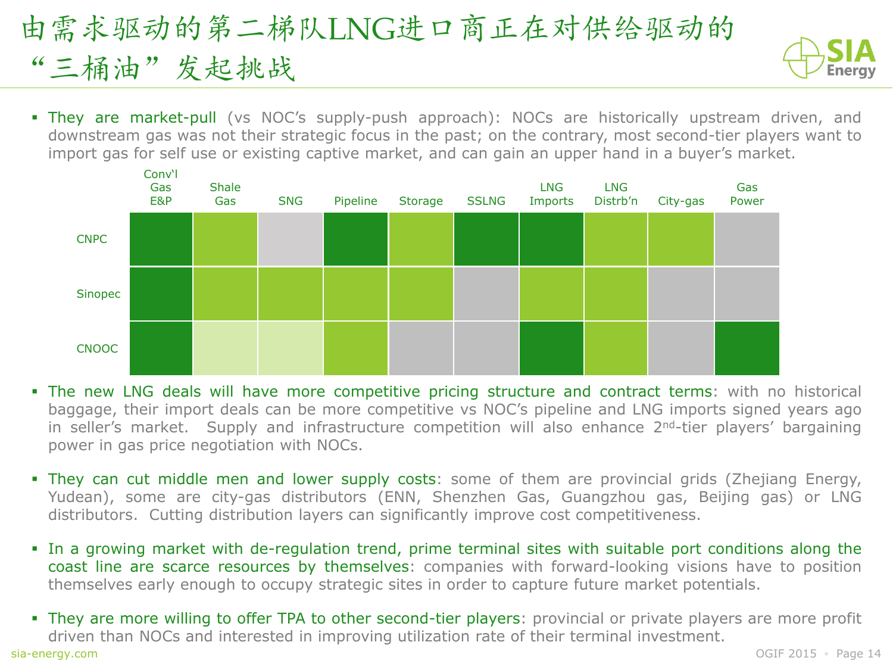# 由需求驱动的第二梯队LNG进口商正在对供给驱动的“三桶油”发起挑战

- **They are market-pull** (vs NOC’s supply-push approach): NOCs are historically upstream driven, and downstream gas was not their strategic focus in the past; on the contrary, most second-tier players want to import gas for self use or existing captive market, and can gain an upper hand in a buyer’s market.

| | Conv'l Gas E&P | Shale Gas | SNG | Pipeline | Storage | SSLNG | LNG Imports | LNG Distrb’n | City-gas | Gas Power |
|---|---|---|---|---|---|---|---|---|---|---|
| CNPC | | | | | | | | | | |
| Sinopec | | | | | | | | | | |
| CNOOC | | | | | | | | | | |

- **The new LNG deals will have more competitive pricing structure and contract terms**: with no historical baggage, their import deals can be more competitive vs NOC’s pipeline and LNG imports signed years ago in seller’s market. Supply and infrastructure competition will also enhance 2nd-tier players’ bargaining power in gas price negotiation with NOCs.

- **They can cut middle men and lower supply costs**: some of them are provincial grids (Zhejiang Energy, Yudean), some are city-gas distributors (ENN, Shenzhen Gas, Guangzhou gas, Beijing gas) or LNG distributors. Cutting distribution layers can significantly improve cost competitiveness.

- **In a growing market with de-regulation trend, prime terminal sites with suitable port conditions along the coast line are scarce resources by themselves**: companies with forward-looking visions have to position themselves early enough to occupy strategic sites in order to capture future market potentials.

- **They are more willing to offer TPA to other second-tier players**: provincial or private players are more profit driven than NOCs and interested in improving utilization rate of their terminal investment.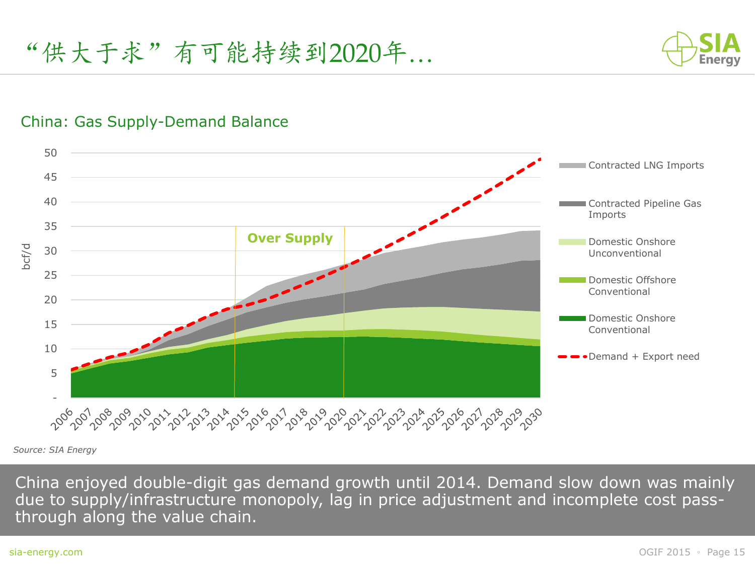# "供大于求"有可能持续到2020年…

## China: Gas Supply-Demand Balance

Source: SIA Energy

China enjoyed double-digit gas demand growth until 2014. Demand slow down was mainly due to supply/infrastructure monopoly, lag in price adjustment and incomplete cost pass-through along the value chain.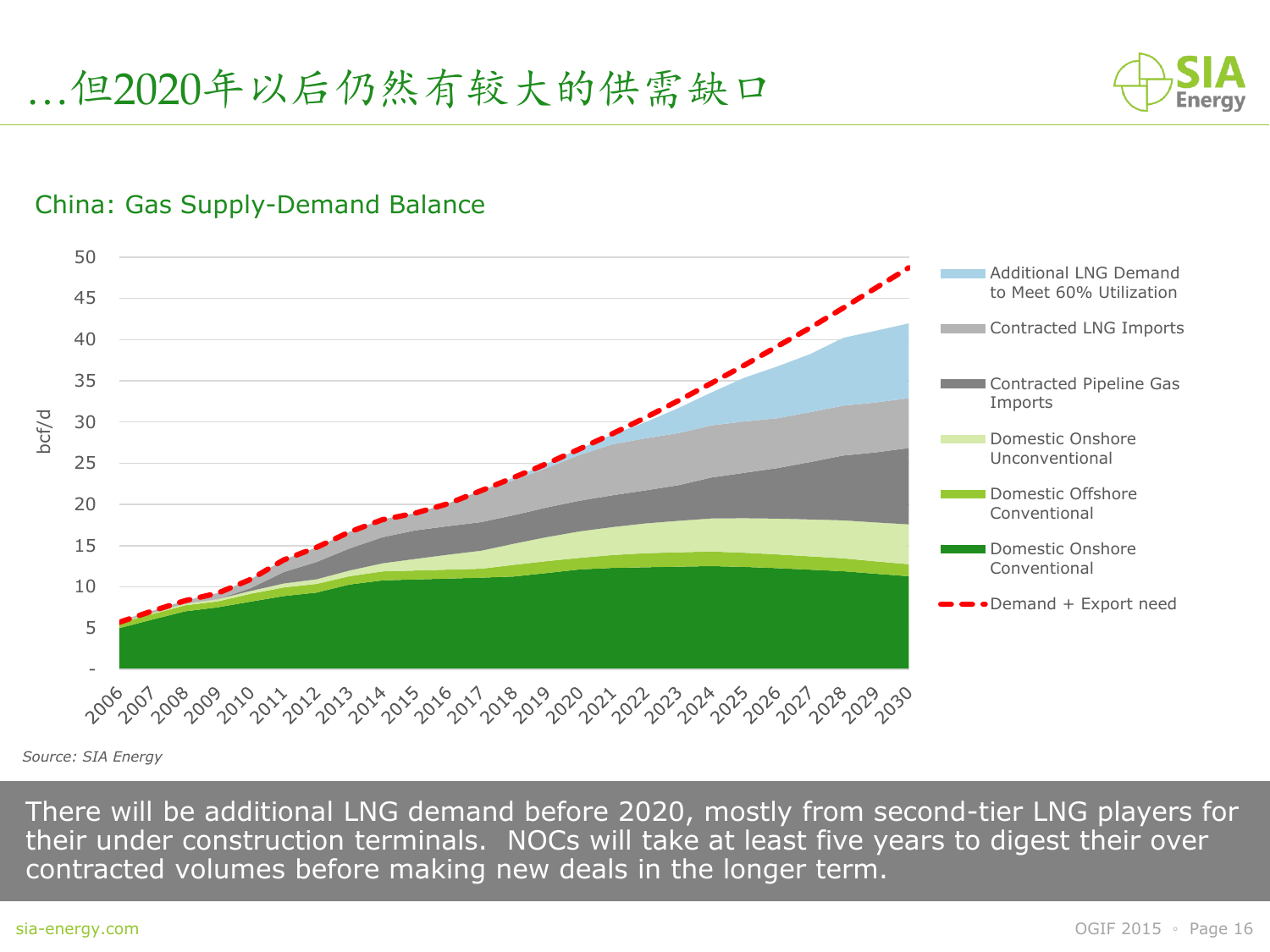# ...但2020年以后仍然有较大的供需缺口

China: Gas Supply-Demand Balance

Source: SIA Energy

There will be additional LNG demand before 2020, mostly from second-tier LNG players for their under construction terminals. NOCs will take at least five years to digest their over contracted volumes before making new deals in the longer term.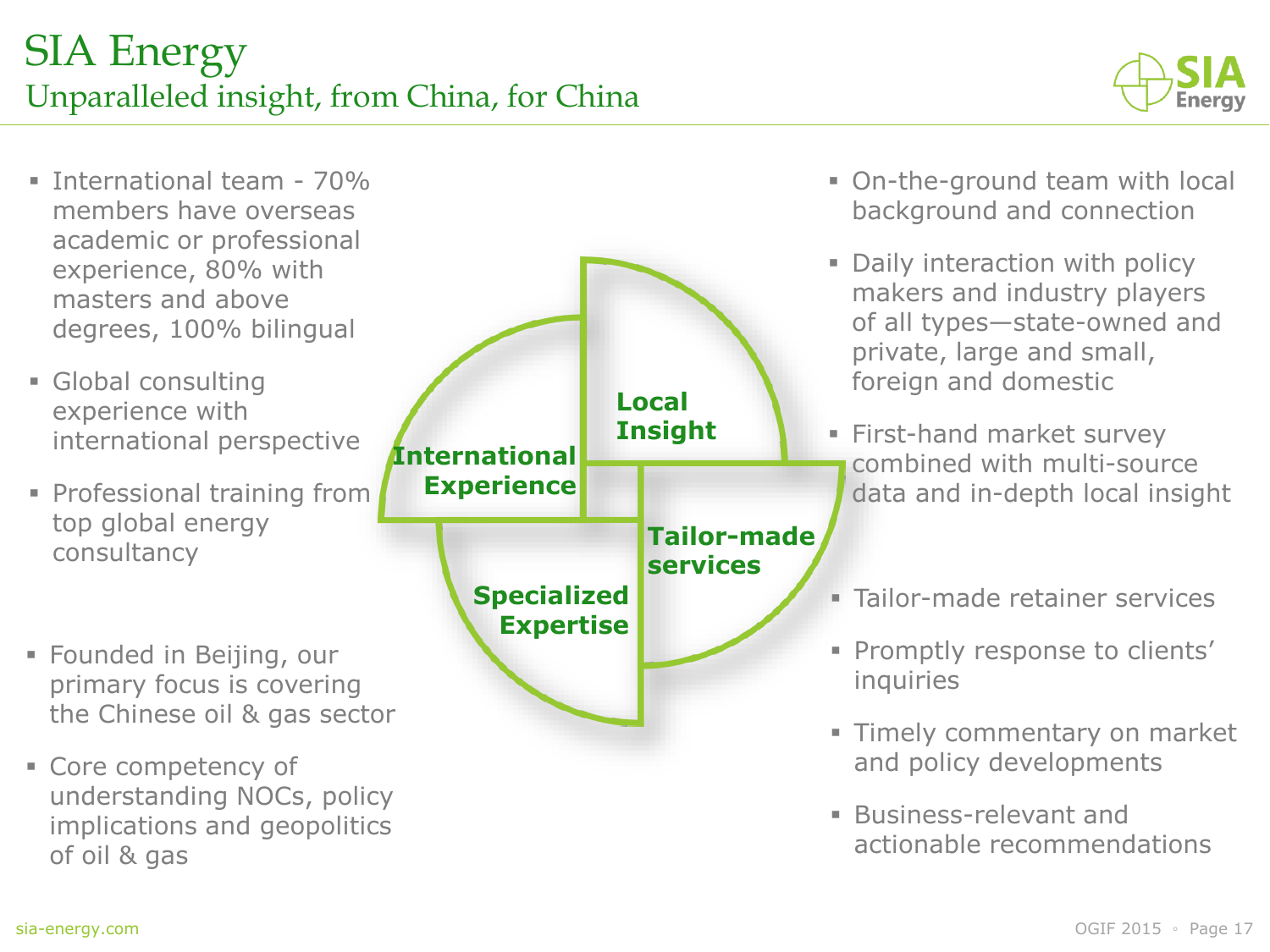# SIA Energy

## Unparalleled insight, from China, for China

**International Experience**

- International team - 70% members have overseas academic or professional experience, 80% with masters and above degrees, 100% bilingual
- Global consulting experience with international perspective
- Professional training from top global energy consultancy

**Specialized Expertise**

- Founded in Beijing, our primary focus is covering the Chinese oil & gas sector
- Core competency of understanding NOCs, policy implications and geopolitics of oil & gas

**Local Insight**

- On-the-ground team with local background and connection
- Daily interaction with policy makers and industry players of all types—state-owned and private, large and small, foreign and domestic
- First-hand market survey combined with multi-source data and in-depth local insight

**Tailor-made services**

- Tailor-made retainer services
- Promptly response to clients' inquiries
- Timely commentary on market and policy developments
- Business-relevant and actionable recommendations

sia-energy.com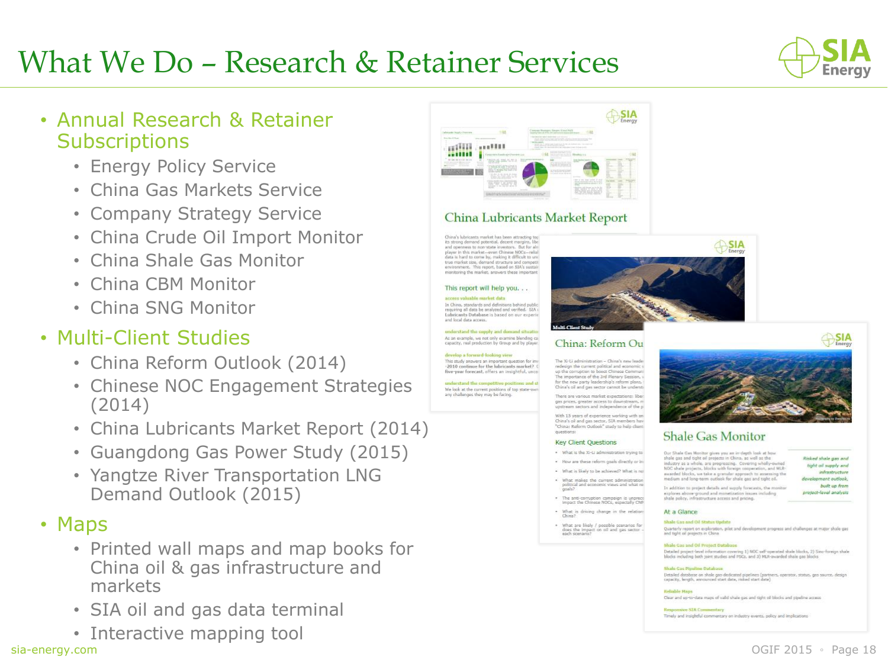# What We Do – Research & Retainer Services

- Annual Research & Retainer Subscriptions
  - Energy Policy Service
  - China Gas Markets Service
  - Company Strategy Service
  - China Crude Oil Import Monitor
  - China Shale Gas Monitor
  - China CBM Monitor
  - China SNG Monitor
- Multi-Client Studies
  - China Reform Outlook (2014)
  - Chinese NOC Engagement Strategies (2014)
  - China Lubricants Market Report (2014)
  - Guangdong Gas Power Study (2015)
  - Yangtze River Transportation LNG Demand Outlook (2015)
- Maps
  - Printed wall maps and map books for China oil & gas infrastructure and markets
  - SIA oil and gas data terminal
  - Interactive mapping tool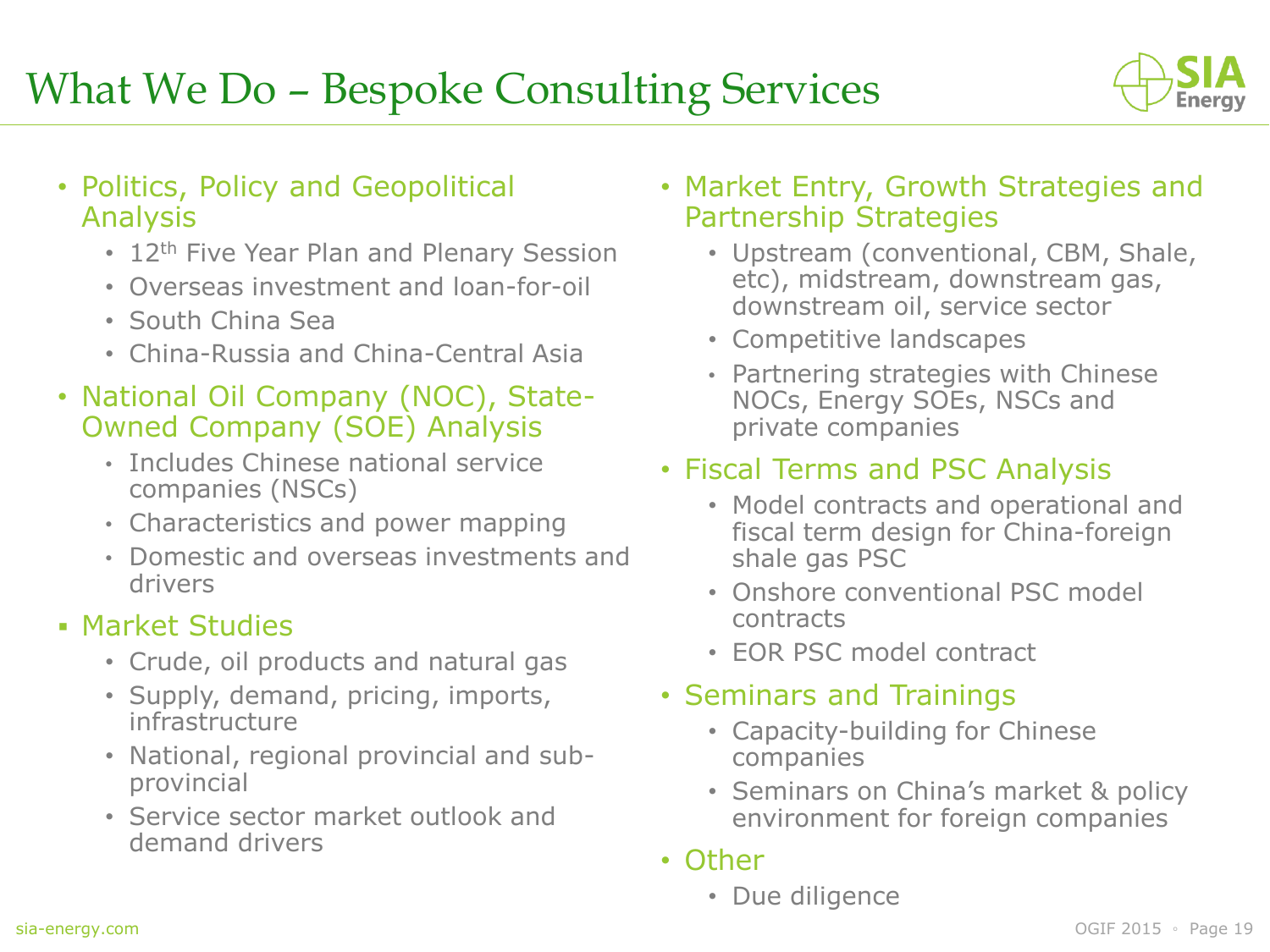# What We Do – Bespoke Consulting Services

- Politics, Policy and Geopolitical Analysis
  - 12th Five Year Plan and Plenary Session
  - Overseas investment and loan-for-oil
  - South China Sea
  - China-Russia and China-Central Asia
- National Oil Company (NOC), State-Owned Company (SOE) Analysis
  - Includes Chinese national service companies (NSCs)
  - Characteristics and power mapping
  - Domestic and overseas investments and drivers
- Market Studies
  - Crude, oil products and natural gas
  - Supply, demand, pricing, imports, infrastructure
  - National, regional provincial and sub-provincial
  - Service sector market outlook and demand drivers
- Market Entry, Growth Strategies and Partnership Strategies
  - Upstream (conventional, CBM, Shale, etc), midstream, downstream gas, downstream oil, service sector
  - Competitive landscapes
  - Partnering strategies with Chinese NOCs, Energy SOEs, NSCs and private companies
- Fiscal Terms and PSC Analysis
  - Model contracts and operational and fiscal term design for China-foreign shale gas PSC
  - Onshore conventional PSC model contracts
  - EOR PSC model contract
- Seminars and Trainings
  - Capacity-building for Chinese companies
  - Seminars on China's market & policy environment for foreign companies
- Other
  - Due diligence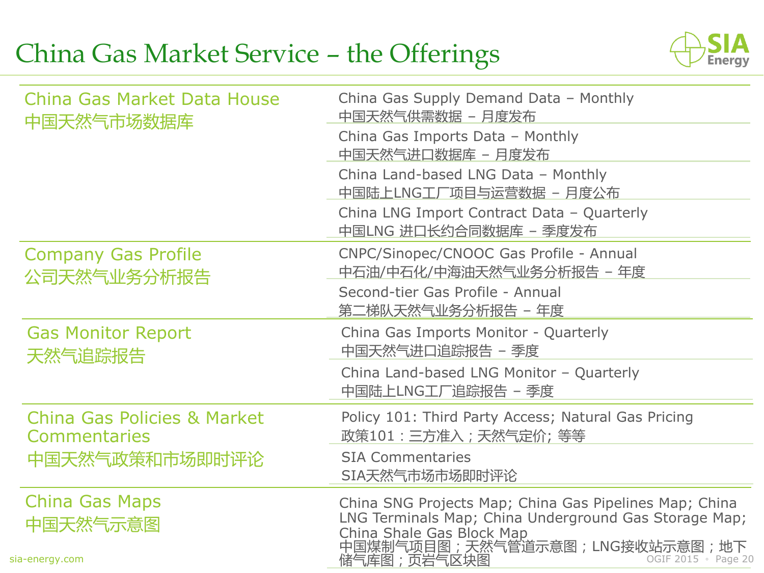# China Gas Market Service – the Offerings

| Category | Offerings |
| --- | --- |
| China Gas Market Data House<br>中国天然气市场数据库 | China Gas Supply Demand Data – Monthly<br>中国天然气供需数据 – 月度发布 |
| | China Gas Imports Data – Monthly<br>中国天然气进口数据库 – 月度发布 |
| | China Land-based LNG Data – Monthly<br>中国陆上LNG工厂项目与运营数据 – 月度公布 |
| | China LNG Import Contract Data – Quarterly<br>中国LNG 进口长约合同数据库 – 季度发布 |
| Company Gas Profile<br>公司天然气业务分析报告 | CNPC/Sinopec/CNOOC Gas Profile - Annual<br>中石油/中石化/中海油天然气业务分析报告 – 年度 |
| | Second-tier Gas Profile - Annual<br>第二梯队天然气业务分析报告 – 年度 |
| Gas Monitor Report<br>天然气追踪报告 | China Gas Imports Monitor - Quarterly<br>中国天然气进口追踪报告 – 季度 |
| | China Land-based LNG Monitor – Quarterly<br>中国陆上LNG工厂追踪报告 – 季度 |
| China Gas Policies & Market Commentaries<br>中国天然气政策和市场即时评论 | Policy 101: Third Party Access; Natural Gas Pricing<br>政策101：三方准入；天然气定价; 等等 |
| | SIA Commentaries<br>SIA天然气市场市场即时评论 |
| China Gas Maps<br>中国天然气示意图 | China SNG Projects Map; China Gas Pipelines Map; China LNG Terminals Map; China Underground Gas Storage Map; China Shale Gas Block Map<br>中国煤制气项目图；天然气管道示意图；LNG接收站示意图；地下储气库图；页岩气区块图 |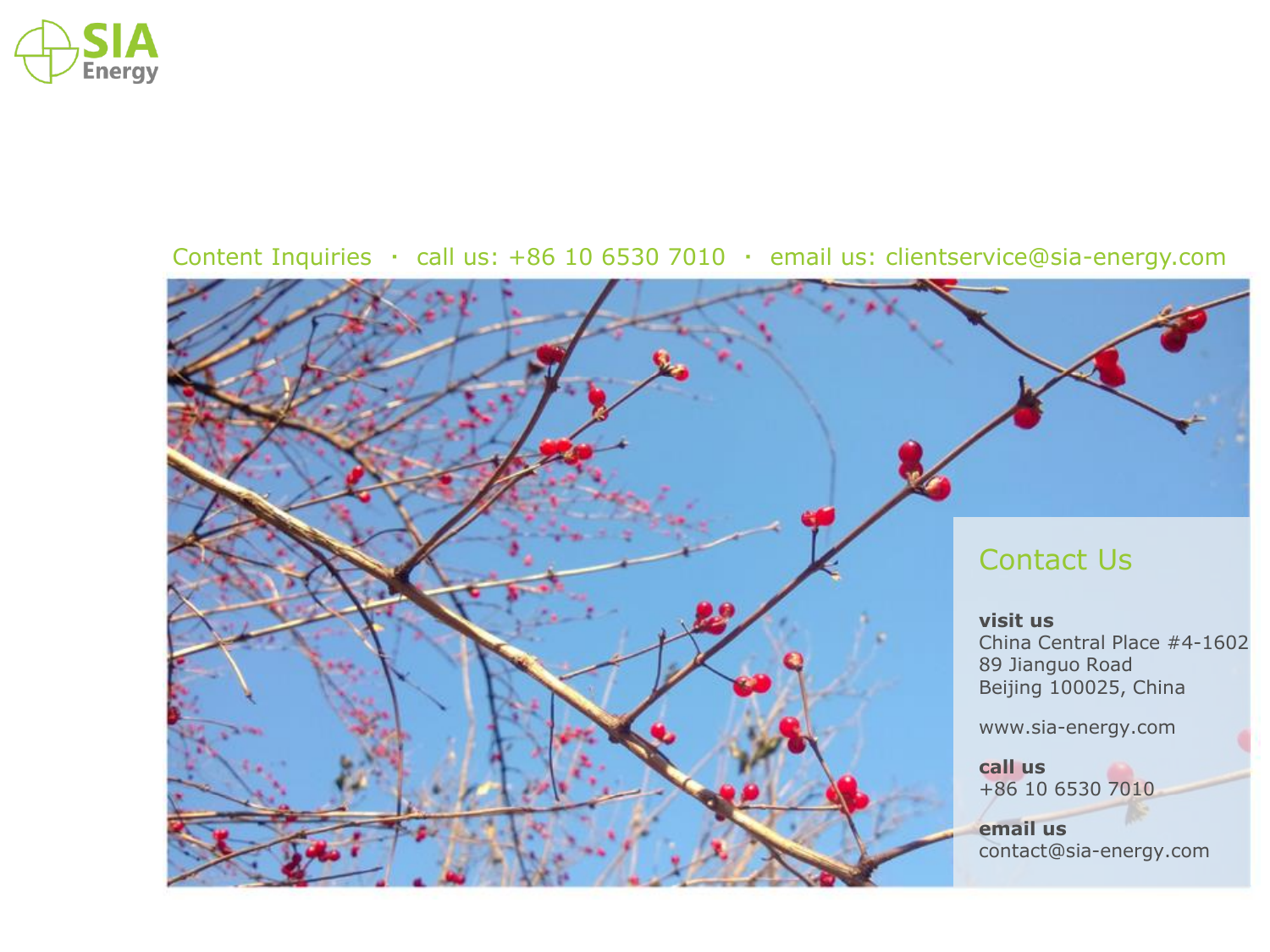SIA Energy

Content Inquiries · call us: +86 10 6530 7010 · email us: clientservice@sia-energy.com

## Contact Us

**visit us**
China Central Place #4-1602
89 Jianguo Road
Beijing 100025, China

www.sia-energy.com

**call us**
+86 10 6530 7010

**email us**
contact@sia-energy.com